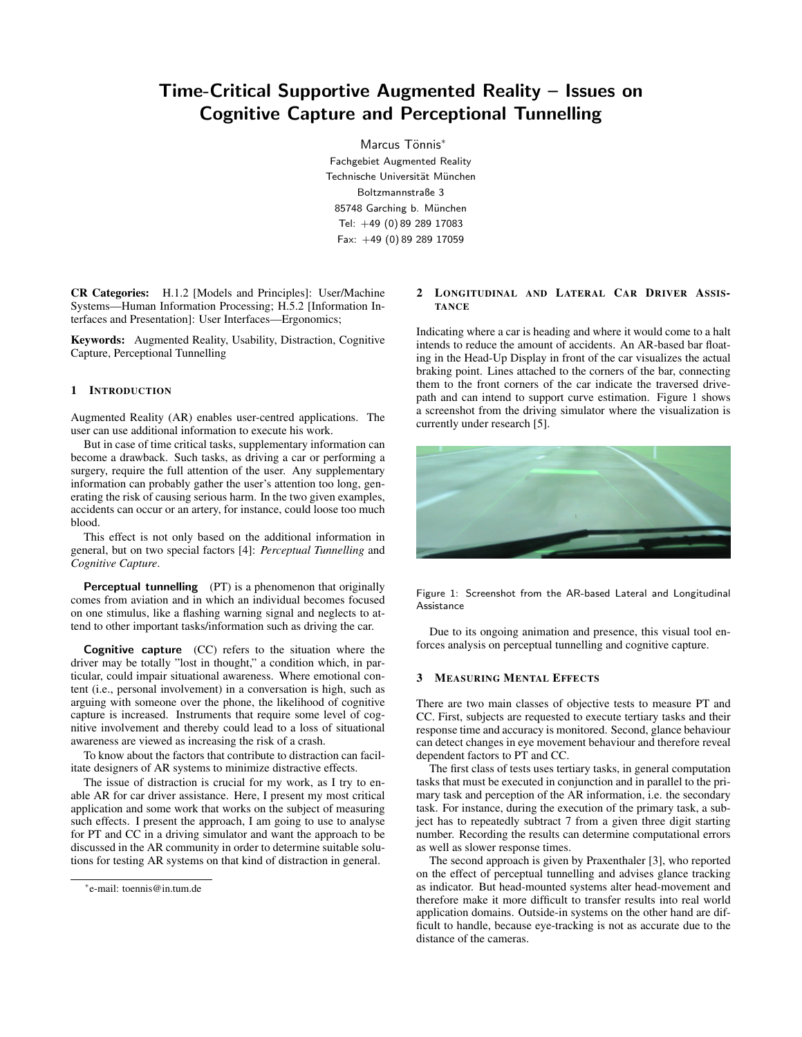# Time-Critical Supportive Augmented Reality – Issues on Cognitive Capture and Perceptional Tunnelling

Marcus Tönnis*

Fachgebiet Augmented Reality
Technische Universität München
Boltzmannstraße 3
85748 Garching b. München
Tel: +49 (0) 89 289 17083
Fax: +49 (0) 89 289 17059

**CR Categories:** H.1.2 [Models and Principles]: User/Machine Systems—Human Information Processing; H.5.2 [Information Interfaces and Presentation]: User Interfaces—Ergonomics;

**Keywords:** Augmented Reality, Usability, Distraction, Cognitive Capture, Perceptional Tunnelling

## 1 Introduction

Augmented Reality (AR) enables user-centred applications. The user can use additional information to execute his work.

But in case of time critical tasks, supplementary information can become a drawback. Such tasks, as driving a car or performing a surgery, require the full attention of the user. Any supplementary information can probably gather the user's attention too long, generating the risk of causing serious harm. In the two given examples, accidents can occur or an artery, for instance, could loose too much blood.

This effect is not only based on the additional information in general, but on two special factors [4]: *Perceptual Tunnelling* and *Cognitive Capture*.

**Perceptual tunnelling** (PT) is a phenomenon that originally comes from aviation and in which an individual becomes focused on one stimulus, like a flashing warning signal and neglects to attend to other important tasks/information such as driving the car.

**Cognitive capture** (CC) refers to the situation where the driver may be totally "lost in thought," a condition which, in particular, could impair situational awareness. Where emotional content (i.e., personal involvement) in a conversation is high, such as arguing with someone over the phone, the likelihood of cognitive capture is increased. Instruments that require some level of cognitive involvement and thereby could lead to a loss of situational awareness are viewed as increasing the risk of a crash.

To know about the factors that contribute to distraction can facilitate designers of AR systems to minimize distractive effects.

The issue of distraction is crucial for my work, as I try to enable AR for car driver assistance. Here, I present my most critical application and some work that works on the subject of measuring such effects. I present the approach, I am going to use to analyse for PT and CC in a driving simulator and want the approach to be discussed in the AR community in order to determine suitable solutions for testing AR systems on that kind of distraction in general.

*e-mail: toennis@in.tum.de

## 2 Longitudinal and Lateral Car Driver Assistance

Indicating where a car is heading and where it would come to a halt intends to reduce the amount of accidents. An AR-based bar floating in the Head-Up Display in front of the car visualizes the actual braking point. Lines attached to the corners of the bar, connecting them to the front corners of the car indicate the traversed drive-path and can intend to support curve estimation. Figure 1 shows a screenshot from the driving simulator where the visualization is currently under research [5].

Figure 1: Screenshot from the AR-based Lateral and Longitudinal Assistance

Due to its ongoing animation and presence, this visual tool enforces analysis on perceptual tunnelling and cognitive capture.

## 3 Measuring Mental Effects

There are two main classes of objective tests to measure PT and CC. First, subjects are requested to execute tertiary tasks and their response time and accuracy is monitored. Second, glance behaviour can detect changes in eye movement behaviour and therefore reveal dependent factors to PT and CC.

The first class of tests uses tertiary tasks, in general computation tasks that must be executed in conjunction and in parallel to the primary task and perception of the AR information, i.e. the secondary task. For instance, during the execution of the primary task, a subject has to repeatedly subtract 7 from a given three digit starting number. Recording the results can determine computational errors as well as slower response times.

The second approach is given by Praxenthaler [3], who reported on the effect of perceptual tunnelling and advises glance tracking as indicator. But head-mounted systems alter head-movement and therefore make it more difficult to transfer results into real world application domains. Outside-in systems on the other hand are difficult to handle, because eye-tracking is not as accurate due to the distance of the cameras.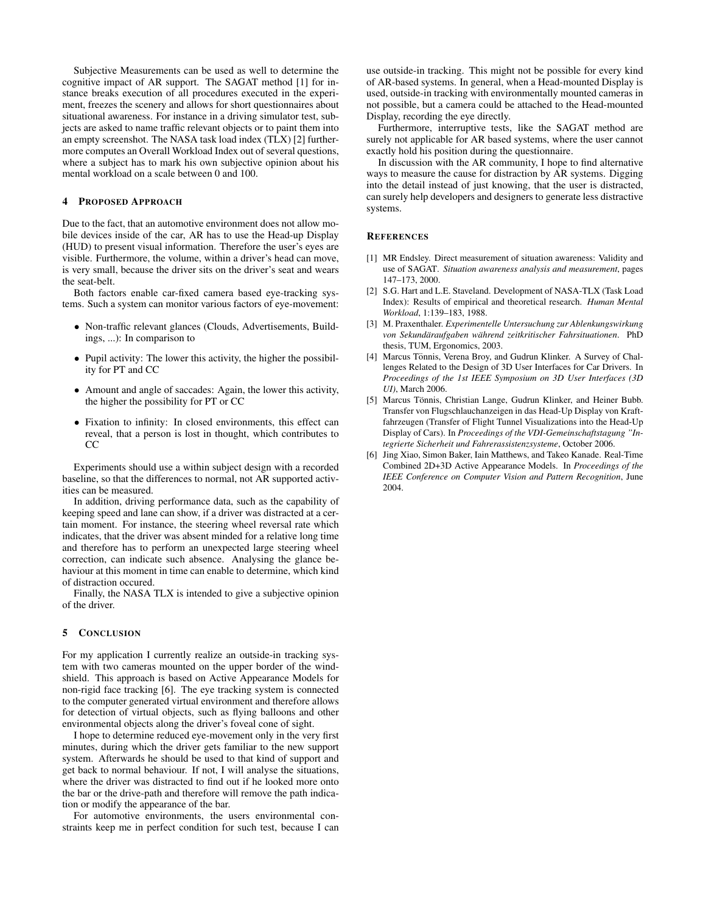Subjective Measurements can be used as well to determine the cognitive impact of AR support. The SAGAT method [1] for instance breaks execution of all procedures executed in the experiment, freezes the scenery and allows for short questionnaires about situational awareness. For instance in a driving simulator test, subjects are asked to name traffic relevant objects or to paint them into an empty screenshot. The NASA task load index (TLX) [2] furthermore computes an Overall Workload Index out of several questions, where a subject has to mark his own subjective opinion about his mental workload on a scale between 0 and 100.

## 4 Proposed Approach

Due to the fact, that an automotive environment does not allow mobile devices inside of the car, AR has to use the Head-up Display (HUD) to present visual information. Therefore the user's eyes are visible. Furthermore, the volume, within a driver's head can move, is very small, because the driver sits on the driver's seat and wears the seat-belt.

Both factors enable car-fixed camera based eye-tracking systems. Such a system can monitor various factors of eye-movement:

- Non-traffic relevant glances (Clouds, Advertisements, Buildings, ...): In comparison to
- Pupil activity: The lower this activity, the higher the possibility for PT and CC
- Amount and angle of saccades: Again, the lower this activity, the higher the possibility for PT or CC
- Fixation to infinity: In closed environments, this effect can reveal, that a person is lost in thought, which contributes to CC

Experiments should use a within subject design with a recorded baseline, so that the differences to normal, not AR supported activities can be measured.

In addition, driving performance data, such as the capability of keeping speed and lane can show, if a driver was distracted at a certain moment. For instance, the steering wheel reversal rate which indicates, that the driver was absent minded for a relative long time and therefore has to perform an unexpected large steering wheel correction, can indicate such absence. Analysing the glance behaviour at this moment in time can enable to determine, which kind of distraction occured.

Finally, the NASA TLX is intended to give a subjective opinion of the driver.

## 5 Conclusion

For my application I currently realize an outside-in tracking system with two cameras mounted on the upper border of the windshield. This approach is based on Active Appearance Models for non-rigid face tracking [6]. The eye tracking system is connected to the computer generated virtual environment and therefore allows for detection of virtual objects, such as flying balloons and other environmental objects along the driver's foveal cone of sight.

I hope to determine reduced eye-movement only in the very first minutes, during which the driver gets familiar to the new support system. Afterwards he should be used to that kind of support and get back to normal behaviour. If not, I will analyse the situations, where the driver was distracted to find out if he looked more onto the bar or the drive-path and therefore will remove the path indication or modify the appearance of the bar.

For automotive environments, the users environmental constraints keep me in perfect condition for such test, because I can use outside-in tracking. This might not be possible for every kind of AR-based systems. In general, when a Head-mounted Display is used, outside-in tracking with environmentally mounted cameras in not possible, but a camera could be attached to the Head-mounted Display, recording the eye directly.

Furthermore, interruptive tests, like the SAGAT method are surely not applicable for AR based systems, where the user cannot exactly hold his position during the questionnaire.

In discussion with the AR community, I hope to find alternative ways to measure the cause for distraction by AR systems. Digging into the detail instead of just knowing, that the user is distracted, can surely help developers and designers to generate less distractive systems.

## References

[1] MR Endsley. Direct measurement of situation awareness: Validity and use of SAGAT. *Situation awareness analysis and measurement*, pages 147–173, 2000.

[2] S.G. Hart and L.E. Staveland. Development of NASA-TLX (Task Load Index): Results of empirical and theoretical research. *Human Mental Workload*, 1:139–183, 1988.

[3] M. Praxenthaler. *Experimentelle Untersuchung zur Ablenkungswirkung von Sekundäraufgaben während zeitkritischer Fahrsituationen*. PhD thesis, TUM, Ergonomics, 2003.

[4] Marcus Tönnis, Verena Broy, and Gudrun Klinker. A Survey of Challenges Related to the Design of 3D User Interfaces for Car Drivers. In *Proceedings of the 1st IEEE Symposium on 3D User Interfaces (3D UI)*, March 2006.

[5] Marcus Tönnis, Christian Lange, Gudrun Klinker, and Heiner Bubb. Transfer von Flugschlauchanzeigen in das Head-Up Display von Kraftfahrzeugen (Transfer of Flight Tunnel Visualizations into the Head-Up Display of Cars). In *Proceedings of the VDI-Gemeinschaftstagung "Integrierte Sicherheit und Fahrerassistenzsysteme*, October 2006.

[6] Jing Xiao, Simon Baker, Iain Matthews, and Takeo Kanade. Real-Time Combined 2D+3D Active Appearance Models. In *Proceedings of the IEEE Conference on Computer Vision and Pattern Recognition*, June 2004.